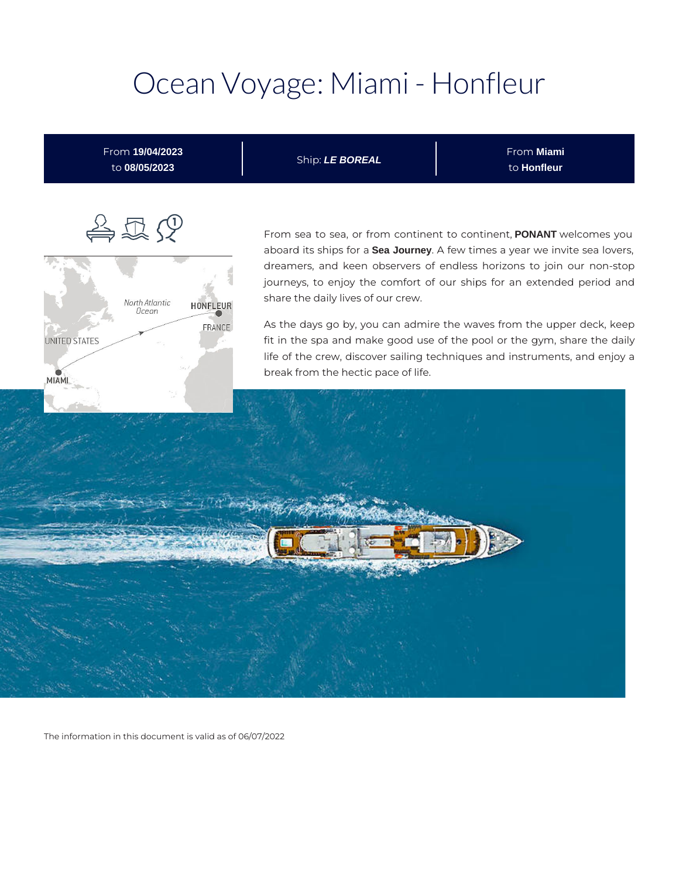# Ocean Voyage: Miami - Honfleur

| From **19/04/2023** to **08/05/2023** | Ship: ***LE BOREAL*** | From **Miami** to **Honfleur** |
| --- | --- | --- |

From sea to sea, or from continent to continent, **PONANT** welcomes you aboard its ships for a **Sea Journey**. A few times a year we invite sea lovers, dreamers, and keen observers of endless horizons to join our non-stop journeys, to enjoy the comfort of our ships for an extended period and share the daily lives of our crew.

As the days go by, you can admire the waves from the upper deck, keep fit in the spa and make good use of the pool or the gym, share the daily life of the crew, discover sailing techniques and instruments, and enjoy a break from the hectic pace of life.

The information in this document is valid as of 06/07/2022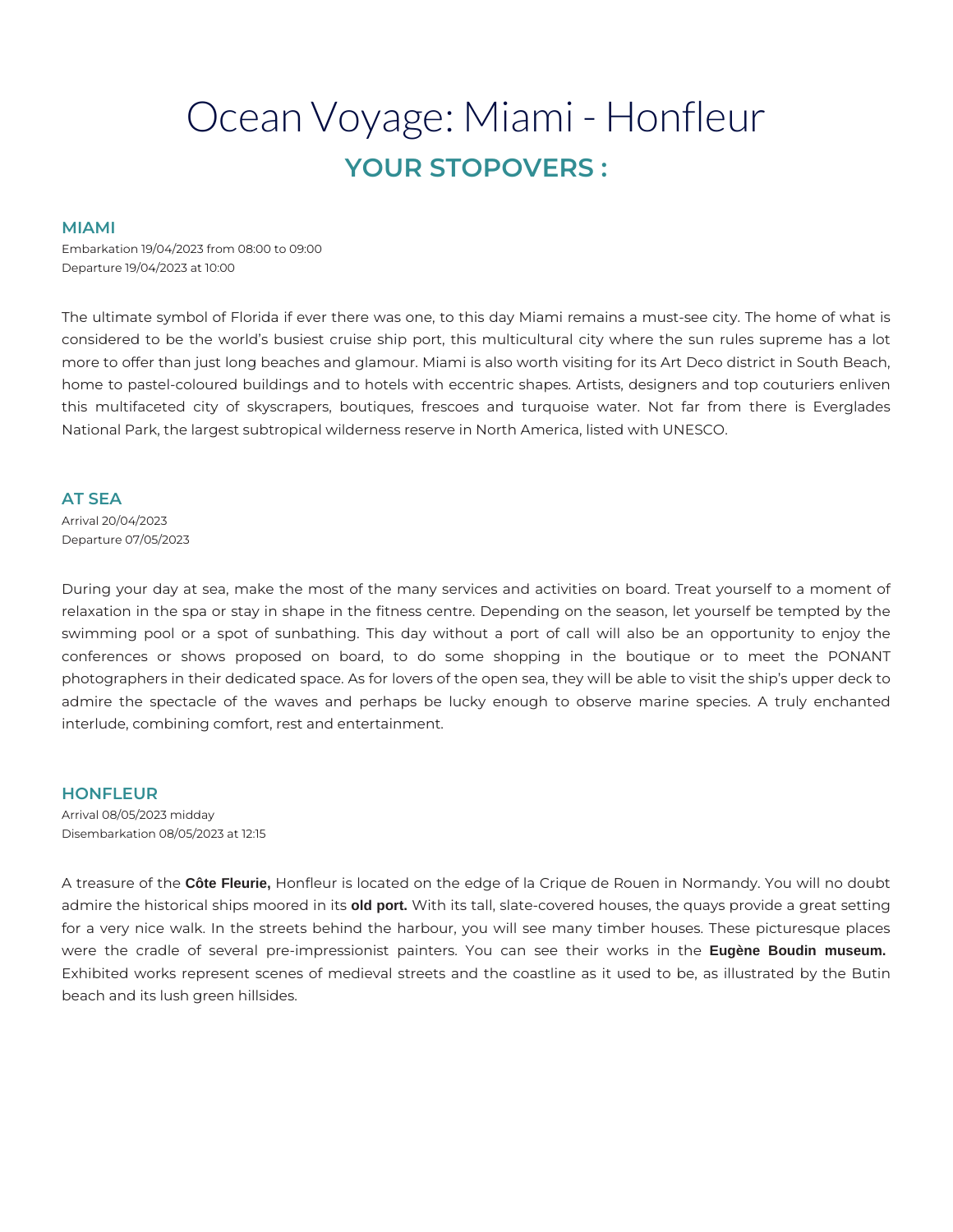# Ocean Voyage: Miami - Honfleur

## YOUR STOPOVERS :

### MIAMI

Embarkation 19/04/2023 from 08:00 to 09:00
Departure 19/04/2023 at 10:00

The ultimate symbol of Florida if ever there was one, to this day Miami remains a must-see city. The home of what is considered to be the world's busiest cruise ship port, this multicultural city where the sun rules supreme has a lot more to offer than just long beaches and glamour. Miami is also worth visiting for its Art Deco district in South Beach, home to pastel-coloured buildings and to hotels with eccentric shapes. Artists, designers and top couturiers enliven this multifaceted city of skyscrapers, boutiques, frescoes and turquoise water. Not far from there is Everglades National Park, the largest subtropical wilderness reserve in North America, listed with UNESCO.

### AT SEA

Arrival 20/04/2023
Departure 07/05/2023

During your day at sea, make the most of the many services and activities on board. Treat yourself to a moment of relaxation in the spa or stay in shape in the fitness centre. Depending on the season, let yourself be tempted by the swimming pool or a spot of sunbathing. This day without a port of call will also be an opportunity to enjoy the conferences or shows proposed on board, to do some shopping in the boutique or to meet the PONANT photographers in their dedicated space. As for lovers of the open sea, they will be able to visit the ship's upper deck to admire the spectacle of the waves and perhaps be lucky enough to observe marine species. A truly enchanted interlude, combining comfort, rest and entertainment.

### HONFLEUR

Arrival 08/05/2023 midday
Disembarkation 08/05/2023 at 12:15

A treasure of the **Côte Fleurie,** Honfleur is located on the edge of la Crique de Rouen in Normandy. You will no doubt admire the historical ships moored in its **old port.** With its tall, slate-covered houses, the quays provide a great setting for a very nice walk. In the streets behind the harbour, you will see many timber houses. These picturesque places were the cradle of several pre-impressionist painters. You can see their works in the **Eugène Boudin museum.** Exhibited works represent scenes of medieval streets and the coastline as it used to be, as illustrated by the Butin beach and its lush green hillsides.